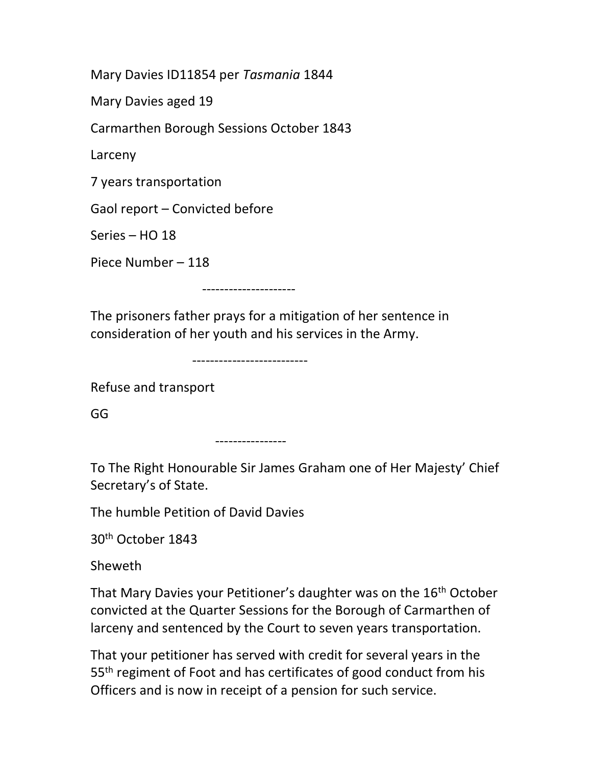Mary Davies ID11854 per *Tasmania* 1844

Mary Davies aged 19

Carmarthen Borough Sessions October 1843

Larceny

7 years transportation

Gaol report – Convicted before

Series – HO 18

Piece Number – 118

---------------------

The prisoners father prays for a mitigation of her sentence in consideration of her youth and his services in the Army.

--------------------------

Refuse and transport

GG

----------------

To The Right Honourable Sir James Graham one of Her Majesty' Chief Secretary's of State.

The humble Petition of David Davies

30th October 1843

Sheweth

That Mary Davies your Petitioner's daughter was on the 16th October convicted at the Quarter Sessions for the Borough of Carmarthen of larceny and sentenced by the Court to seven years transportation.

That your petitioner has served with credit for several years in the 55th regiment of Foot and has certificates of good conduct from his Officers and is now in receipt of a pension for such service.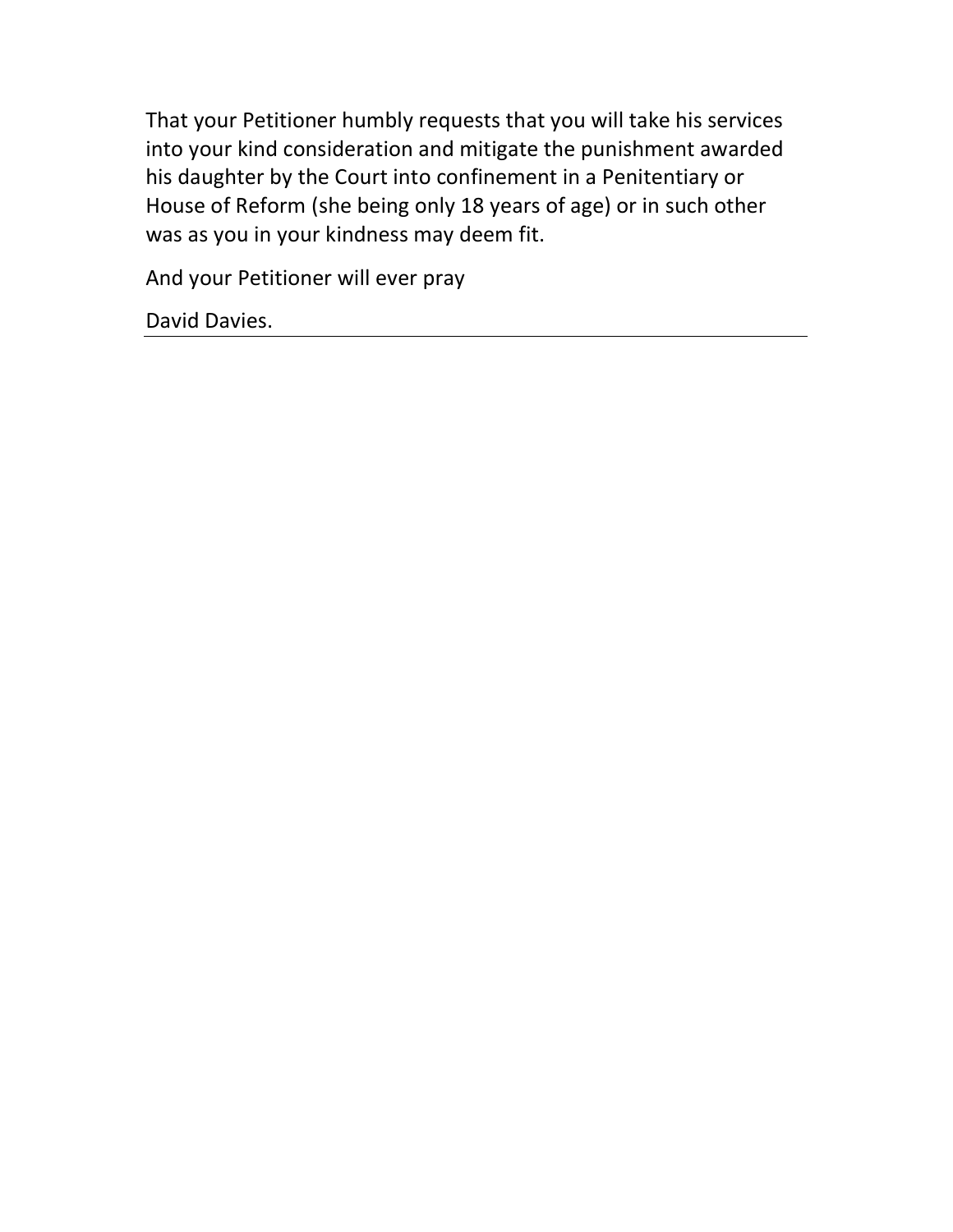That your Petitioner humbly requests that you will take his services into your kind consideration and mitigate the punishment awarded his daughter by the Court into confinement in a Penitentiary or House of Reform (she being only 18 years of age) or in such other was as you in your kindness may deem fit.

And your Petitioner will ever pray

David Davies.